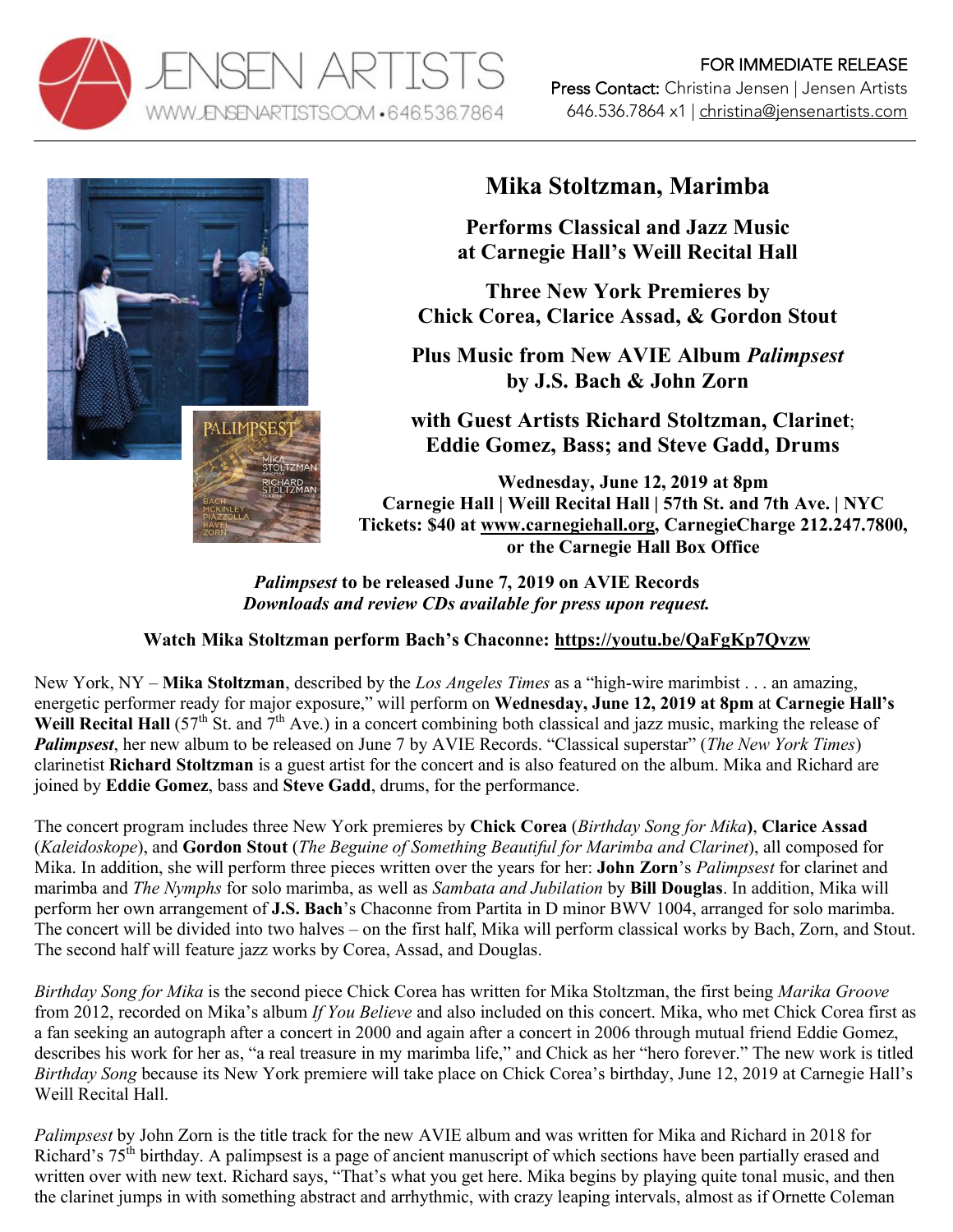JENSEN ARTISTS
WWW.JENSENARTISTS.COM • 646.536.7864

FOR IMMEDIATE RELEASE
Press Contact: Christina Jensen | Jensen Artists
646.536.7864 x1 | christina@jensenartists.com

# Mika Stoltzman, Marimba

## Performs Classical and Jazz Music at Carnegie Hall's Weill Recital Hall

## Three New York Premieres by Chick Corea, Clarice Assad, & Gordon Stout

## Plus Music from New AVIE Album *Palimpsest* by J.S. Bach & John Zorn

## with Guest Artists Richard Stoltzman, Clarinet; Eddie Gomez, Bass; and Steve Gadd, Drums

**Wednesday, June 12, 2019 at 8pm**
**Carnegie Hall | Weill Recital Hall | 57th St. and 7th Ave. | NYC**
**Tickets: $40 at www.carnegiehall.org, CarnegieCharge 212.247.7800, or the Carnegie Hall Box Office**

***Palimpsest* to be released June 7, 2019 on AVIE Records**
***Downloads and review CDs available for press upon request.***

**Watch Mika Stoltzman perform Bach's Chaconne: https://youtu.be/QaFgKp7Qvzw**

New York, NY – **Mika Stoltzman**, described by the *Los Angeles Times* as a "high-wire marimbist . . . an amazing, energetic performer ready for major exposure," will perform on **Wednesday, June 12, 2019 at 8pm** at **Carnegie Hall's Weill Recital Hall** (57th St. and 7th Ave.) in a concert combining both classical and jazz music, marking the release of ***Palimpsest***, her new album to be released on June 7 by AVIE Records. "Classical superstar" (*The New York Times*) clarinetist **Richard Stoltzman** is a guest artist for the concert and is also featured on the album. Mika and Richard are joined by **Eddie Gomez**, bass and **Steve Gadd**, drums, for the performance.

The concert program includes three New York premieres by **Chick Corea** (*Birthday Song for Mika*), **Clarice Assad** (*Kaleidoskope*), and **Gordon Stout** (*The Beguine of Something Beautiful for Marimba and Clarinet*), all composed for Mika. In addition, she will perform three pieces written over the years for her: **John Zorn**'s *Palimpsest* for clarinet and marimba and *The Nymphs* for solo marimba, as well as *Sambata and Jubilation* by **Bill Douglas**. In addition, Mika will perform her own arrangement of **J.S. Bach**'s Chaconne from Partita in D minor BWV 1004, arranged for solo marimba. The concert will be divided into two halves – on the first half, Mika will perform classical works by Bach, Zorn, and Stout. The second half will feature jazz works by Corea, Assad, and Douglas.

*Birthday Song for Mika* is the second piece Chick Corea has written for Mika Stoltzman, the first being *Marika Groove* from 2012, recorded on Mika's album *If You Believe* and also included on this concert. Mika, who met Chick Corea first as a fan seeking an autograph after a concert in 2000 and again after a concert in 2006 through mutual friend Eddie Gomez, describes his work for her as, "a real treasure in my marimba life," and Chick as her "hero forever." The new work is titled *Birthday Song* because its New York premiere will take place on Chick Corea's birthday, June 12, 2019 at Carnegie Hall's Weill Recital Hall.

*Palimpsest* by John Zorn is the title track for the new AVIE album and was written for Mika and Richard in 2018 for Richard's 75th birthday. A palimpsest is a page of ancient manuscript of which sections have been partially erased and written over with new text. Richard says, "That's what you get here. Mika begins by playing quite tonal music, and then the clarinet jumps in with something abstract and arrhythmic, with crazy leaping intervals, almost as if Ornette Coleman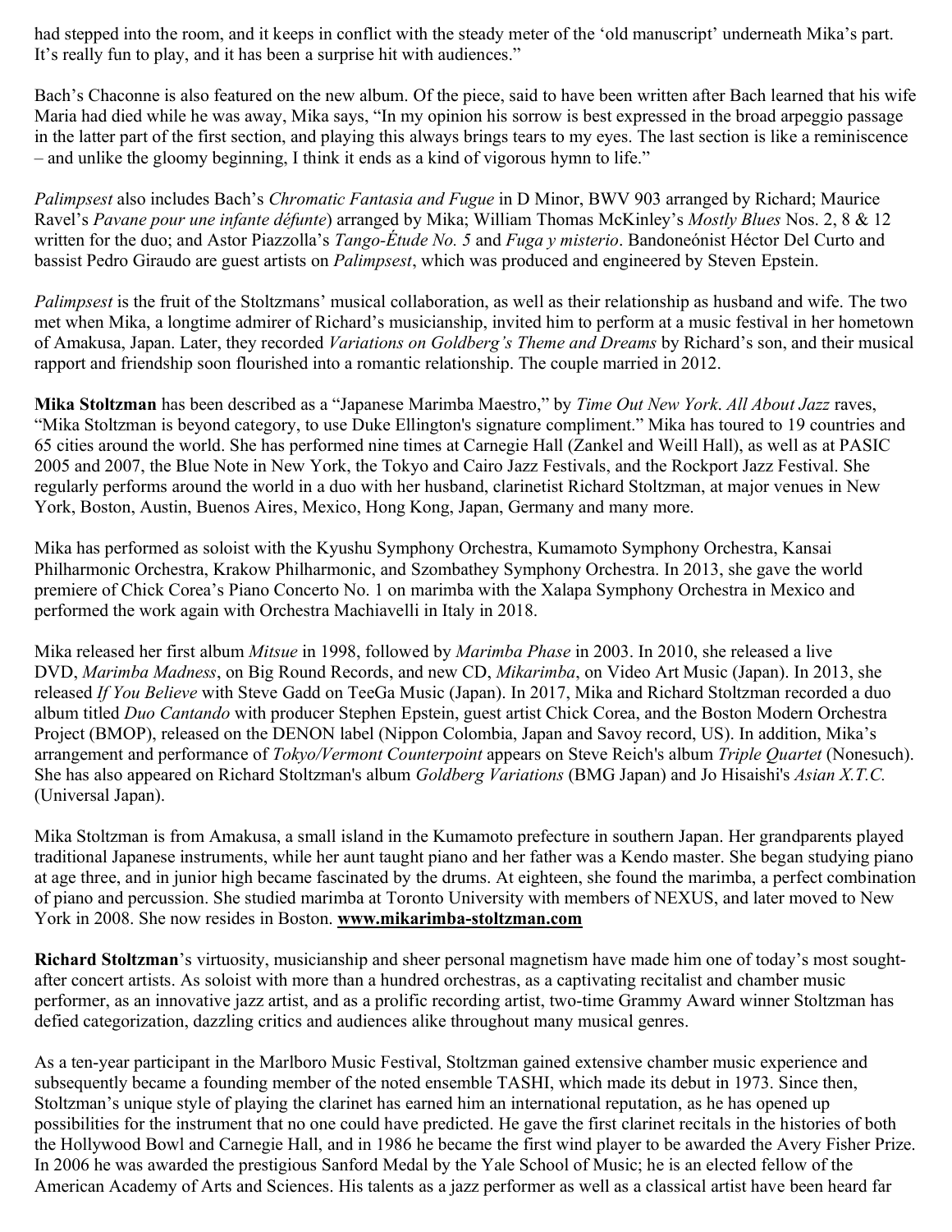had stepped into the room, and it keeps in conflict with the steady meter of the 'old manuscript' underneath Mika's part. It's really fun to play, and it has been a surprise hit with audiences."

Bach's Chaconne is also featured on the new album. Of the piece, said to have been written after Bach learned that his wife Maria had died while he was away, Mika says, "In my opinion his sorrow is best expressed in the broad arpeggio passage in the latter part of the first section, and playing this always brings tears to my eyes. The last section is like a reminiscence – and unlike the gloomy beginning, I think it ends as a kind of vigorous hymn to life."

*Palimpsest* also includes Bach's *Chromatic Fantasia and Fugue* in D Minor, BWV 903 arranged by Richard; Maurice Ravel's *Pavane pour une infante défunte*) arranged by Mika; William Thomas McKinley's *Mostly Blues* Nos. 2, 8 & 12 written for the duo; and Astor Piazzolla's *Tango-Étude No. 5* and *Fuga y misterio*. Bandoneónist Héctor Del Curto and bassist Pedro Giraudo are guest artists on *Palimpsest*, which was produced and engineered by Steven Epstein.

*Palimpsest* is the fruit of the Stoltzmans' musical collaboration, as well as their relationship as husband and wife. The two met when Mika, a longtime admirer of Richard's musicianship, invited him to perform at a music festival in her hometown of Amakusa, Japan. Later, they recorded *Variations on Goldberg's Theme and Dreams* by Richard's son, and their musical rapport and friendship soon flourished into a romantic relationship. The couple married in 2012.

**Mika Stoltzman** has been described as a "Japanese Marimba Maestro," by *Time Out New York*. *All About Jazz* raves, "Mika Stoltzman is beyond category, to use Duke Ellington's signature compliment." Mika has toured to 19 countries and 65 cities around the world. She has performed nine times at Carnegie Hall (Zankel and Weill Hall), as well as at PASIC 2005 and 2007, the Blue Note in New York, the Tokyo and Cairo Jazz Festivals, and the Rockport Jazz Festival. She regularly performs around the world in a duo with her husband, clarinetist Richard Stoltzman, at major venues in New York, Boston, Austin, Buenos Aires, Mexico, Hong Kong, Japan, Germany and many more.

Mika has performed as soloist with the Kyushu Symphony Orchestra, Kumamoto Symphony Orchestra, Kansai Philharmonic Orchestra, Krakow Philharmonic, and Szombathey Symphony Orchestra. In 2013, she gave the world premiere of Chick Corea's Piano Concerto No. 1 on marimba with the Xalapa Symphony Orchestra in Mexico and performed the work again with Orchestra Machiavelli in Italy in 2018.

Mika released her first album *Mitsue* in 1998, followed by *Marimba Phase* in 2003. In 2010, she released a live DVD, *Marimba Madness*, on Big Round Records, and new CD, *Mikarimba*, on Video Art Music (Japan). In 2013, she released *If You Believe* with Steve Gadd on TeeGa Music (Japan). In 2017, Mika and Richard Stoltzman recorded a duo album titled *Duo Cantando* with producer Stephen Epstein, guest artist Chick Corea, and the Boston Modern Orchestra Project (BMOP), released on the DENON label (Nippon Colombia, Japan and Savoy record, US). In addition, Mika's arrangement and performance of *Tokyo/Vermont Counterpoint* appears on Steve Reich's album *Triple Quartet* (Nonesuch). She has also appeared on Richard Stoltzman's album *Goldberg Variations* (BMG Japan) and Jo Hisaishi's *Asian X.T.C.* (Universal Japan).

Mika Stoltzman is from Amakusa, a small island in the Kumamoto prefecture in southern Japan. Her grandparents played traditional Japanese instruments, while her aunt taught piano and her father was a Kendo master. She began studying piano at age three, and in junior high became fascinated by the drums. At eighteen, she found the marimba, a perfect combination of piano and percussion. She studied marimba at Toronto University with members of NEXUS, and later moved to New York in 2008. She now resides in Boston. **www.mikarimba-stoltzman.com**

**Richard Stoltzman**'s virtuosity, musicianship and sheer personal magnetism have made him one of today's most sought-after concert artists. As soloist with more than a hundred orchestras, as a captivating recitalist and chamber music performer, as an innovative jazz artist, and as a prolific recording artist, two-time Grammy Award winner Stoltzman has defied categorization, dazzling critics and audiences alike throughout many musical genres.

As a ten-year participant in the Marlboro Music Festival, Stoltzman gained extensive chamber music experience and subsequently became a founding member of the noted ensemble TASHI, which made its debut in 1973. Since then, Stoltzman's unique style of playing the clarinet has earned him an international reputation, as he has opened up possibilities for the instrument that no one could have predicted. He gave the first clarinet recitals in the histories of both the Hollywood Bowl and Carnegie Hall, and in 1986 he became the first wind player to be awarded the Avery Fisher Prize. In 2006 he was awarded the prestigious Sanford Medal by the Yale School of Music; he is an elected fellow of the American Academy of Arts and Sciences. His talents as a jazz performer as well as a classical artist have been heard far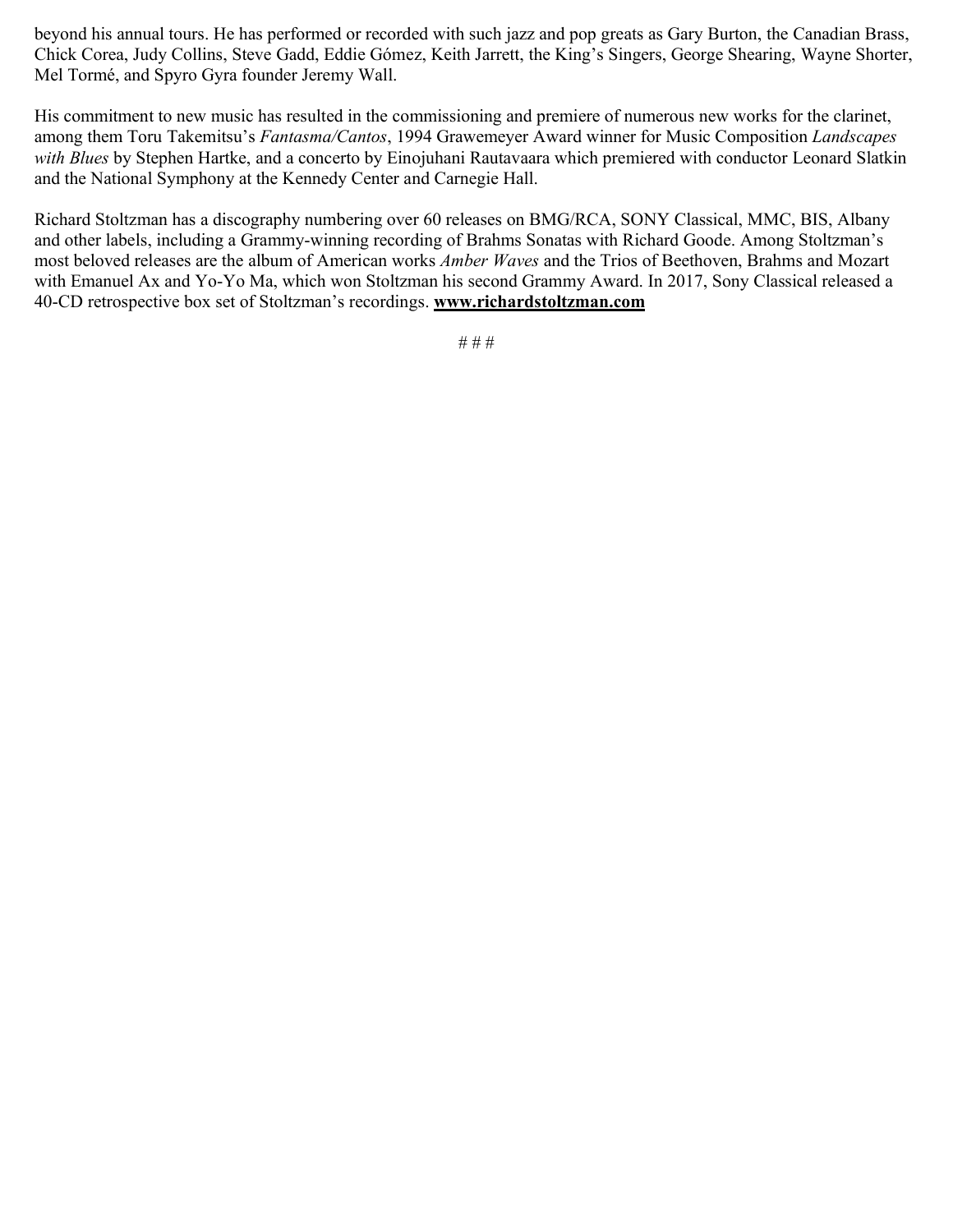beyond his annual tours. He has performed or recorded with such jazz and pop greats as Gary Burton, the Canadian Brass, Chick Corea, Judy Collins, Steve Gadd, Eddie Gómez, Keith Jarrett, the King's Singers, George Shearing, Wayne Shorter, Mel Tormé, and Spyro Gyra founder Jeremy Wall.

His commitment to new music has resulted in the commissioning and premiere of numerous new works for the clarinet, among them Toru Takemitsu's *Fantasma/Cantos*, 1994 Grawemeyer Award winner for Music Composition *Landscapes with Blues* by Stephen Hartke, and a concerto by Einojuhani Rautavaara which premiered with conductor Leonard Slatkin and the National Symphony at the Kennedy Center and Carnegie Hall.

Richard Stoltzman has a discography numbering over 60 releases on BMG/RCA, SONY Classical, MMC, BIS, Albany and other labels, including a Grammy-winning recording of Brahms Sonatas with Richard Goode. Among Stoltzman's most beloved releases are the album of American works *Amber Waves* and the Trios of Beethoven, Brahms and Mozart with Emanuel Ax and Yo-Yo Ma, which won Stoltzman his second Grammy Award. In 2017, Sony Classical released a 40-CD retrospective box set of Stoltzman's recordings. **www.richardstoltzman.com**

# # #